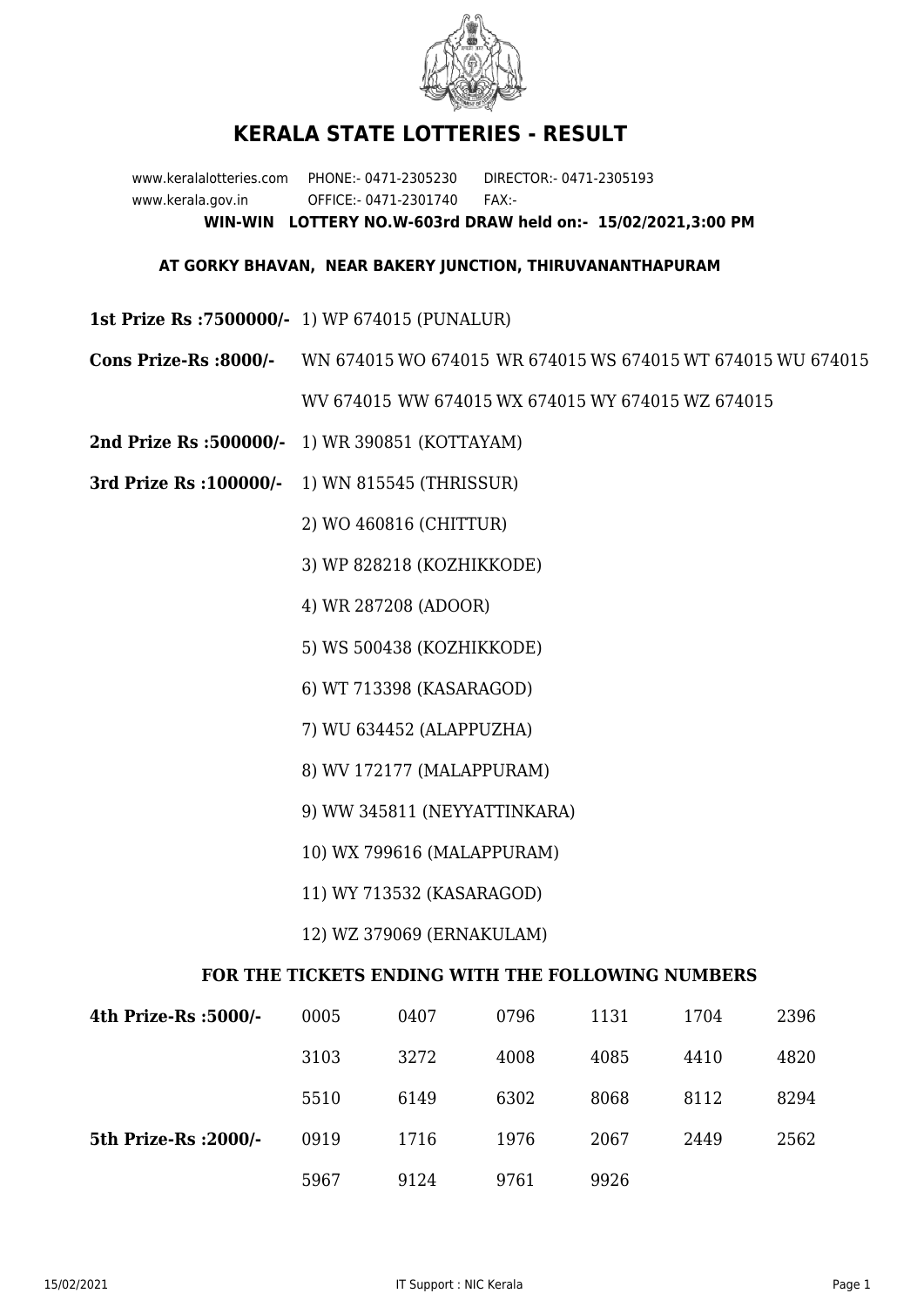# KERALA STATE LOTTERIES - RESULT

www.keralalotteries.com PHONE:- 0471-2305230 DIRECTOR:- 0471-2305193
www.kerala.gov.in OFFICE:- 0471-2301740 FAX:-

**WIN-WIN LOTTERY NO.W-603rd DRAW held on:- 15/02/2021,3:00 PM**

**AT GORKY BHAVAN, NEAR BAKERY JUNCTION, THIRUVANANTHAPURAM**

**1st Prize Rs :7500000/-** 1) WP 674015 (PUNALUR)

**Cons Prize-Rs :8000/-** WN 674015 WO 674015 WR 674015 WS 674015 WT 674015 WU 674015 WV 674015 WW 674015 WX 674015 WY 674015 WZ 674015

**2nd Prize Rs :500000/-** 1) WR 390851 (KOTTAYAM)

**3rd Prize Rs :100000/-**

1) WN 815545 (THRISSUR)
2) WO 460816 (CHITTUR)
3) WP 828218 (KOZHIKKODE)
4) WR 287208 (ADOOR)
5) WS 500438 (KOZHIKKODE)
6) WT 713398 (KASARAGOD)
7) WU 634452 (ALAPPUZHA)
8) WV 172177 (MALAPPURAM)
9) WW 345811 (NEYYATTINKARA)
10) WX 799616 (MALAPPURAM)
11) WY 713532 (KASARAGOD)
12) WZ 379069 (ERNAKULAM)

**FOR THE TICKETS ENDING WITH THE FOLLOWING NUMBERS**

| | | | | | | |
|---|---|---|---|---|---|---|
| **4th Prize-Rs :5000/-** | 0005 | 0407 | 0796 | 1131 | 1704 | 2396 |
| | 3103 | 3272 | 4008 | 4085 | 4410 | 4820 |
| | 5510 | 6149 | 6302 | 8068 | 8112 | 8294 |
| **5th Prize-Rs :2000/-** | 0919 | 1716 | 1976 | 2067 | 2449 | 2562 |
| | 5967 | 9124 | 9761 | 9926 | | |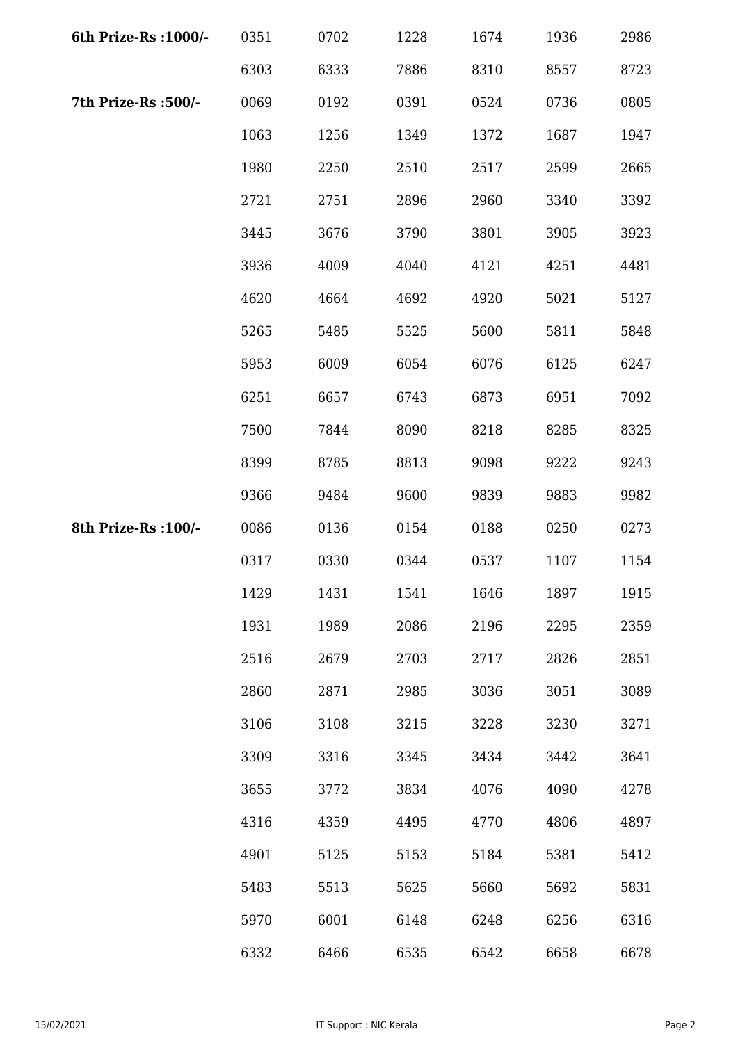| | | | | | | |
|---|---|---|---|---|---|---|
| **6th Prize-Rs :1000/-** | 0351 | 0702 | 1228 | 1674 | 1936 | 2986 |
| | 6303 | 6333 | 7886 | 8310 | 8557 | 8723 |
| **7th Prize-Rs :500/-** | 0069 | 0192 | 0391 | 0524 | 0736 | 0805 |
| | 1063 | 1256 | 1349 | 1372 | 1687 | 1947 |
| | 1980 | 2250 | 2510 | 2517 | 2599 | 2665 |
| | 2721 | 2751 | 2896 | 2960 | 3340 | 3392 |
| | 3445 | 3676 | 3790 | 3801 | 3905 | 3923 |
| | 3936 | 4009 | 4040 | 4121 | 4251 | 4481 |
| | 4620 | 4664 | 4692 | 4920 | 5021 | 5127 |
| | 5265 | 5485 | 5525 | 5600 | 5811 | 5848 |
| | 5953 | 6009 | 6054 | 6076 | 6125 | 6247 |
| | 6251 | 6657 | 6743 | 6873 | 6951 | 7092 |
| | 7500 | 7844 | 8090 | 8218 | 8285 | 8325 |
| | 8399 | 8785 | 8813 | 9098 | 9222 | 9243 |
| | 9366 | 9484 | 9600 | 9839 | 9883 | 9982 |
| **8th Prize-Rs :100/-** | 0086 | 0136 | 0154 | 0188 | 0250 | 0273 |
| | 0317 | 0330 | 0344 | 0537 | 1107 | 1154 |
| | 1429 | 1431 | 1541 | 1646 | 1897 | 1915 |
| | 1931 | 1989 | 2086 | 2196 | 2295 | 2359 |
| | 2516 | 2679 | 2703 | 2717 | 2826 | 2851 |
| | 2860 | 2871 | 2985 | 3036 | 3051 | 3089 |
| | 3106 | 3108 | 3215 | 3228 | 3230 | 3271 |
| | 3309 | 3316 | 3345 | 3434 | 3442 | 3641 |
| | 3655 | 3772 | 3834 | 4076 | 4090 | 4278 |
| | 4316 | 4359 | 4495 | 4770 | 4806 | 4897 |
| | 4901 | 5125 | 5153 | 5184 | 5381 | 5412 |
| | 5483 | 5513 | 5625 | 5660 | 5692 | 5831 |
| | 5970 | 6001 | 6148 | 6248 | 6256 | 6316 |
| | 6332 | 6466 | 6535 | 6542 | 6658 | 6678 |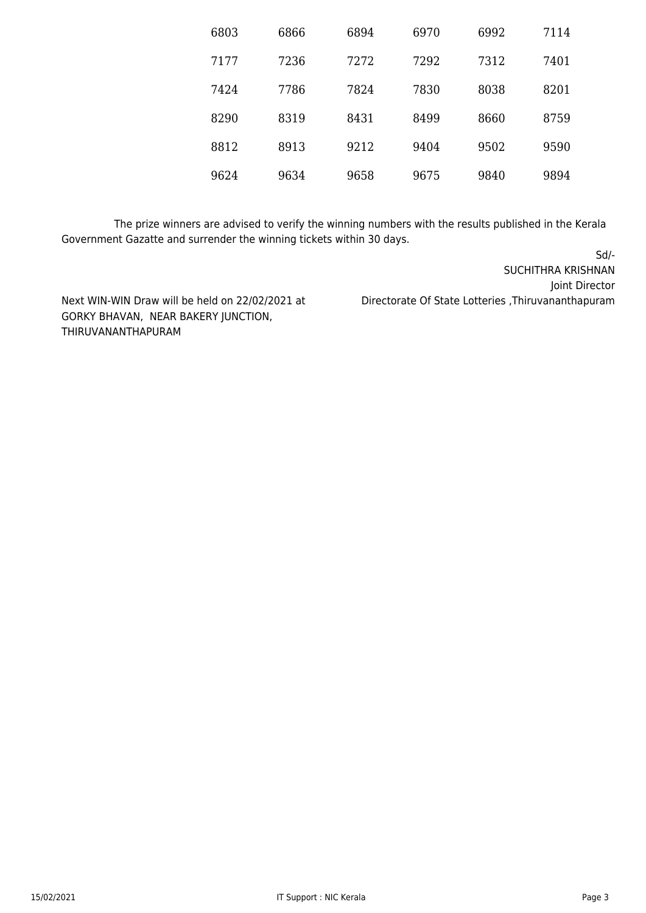| | | | | | |
|---|---|---|---|---|---|
| 6803 | 6866 | 6894 | 6970 | 6992 | 7114 |
| 7177 | 7236 | 7272 | 7292 | 7312 | 7401 |
| 7424 | 7786 | 7824 | 7830 | 8038 | 8201 |
| 8290 | 8319 | 8431 | 8499 | 8660 | 8759 |
| 8812 | 8913 | 9212 | 9404 | 9502 | 9590 |
| 9624 | 9634 | 9658 | 9675 | 9840 | 9894 |

The prize winners are advised to verify the winning numbers with the results published in the Kerala Government Gazatte and surrender the winning tickets within 30 days.

Sd/-
SUCHITHRA KRISHNAN
Joint Director
Directorate Of State Lotteries ,Thiruvananthapuram

Next WIN-WIN Draw will be held on 22/02/2021 at GORKY BHAVAN, NEAR BAKERY JUNCTION, THIRUVANANTHAPURAM